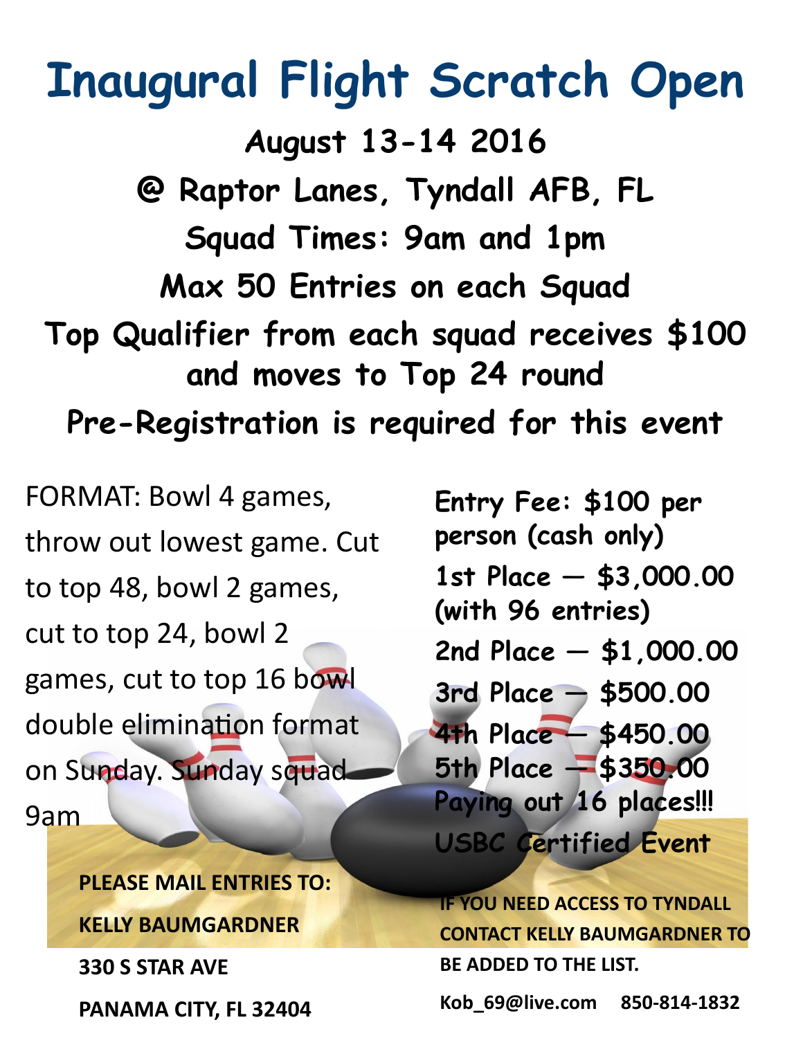# Inaugural Flight Scratch Open

**August 13-14 2016**

**@ Raptor Lanes, Tyndall AFB, FL**

**Squad Times: 9am and 1pm**

**Max 50 Entries on each Squad**

**Top Qualifier from each squad receives $100 and moves to Top 24 round**

**Pre-Registration is required for this event**

FORMAT: Bowl 4 games, throw out lowest game. Cut to top 48, bowl 2 games, cut to top 24, bowl 2 games, cut to top 16 bowl double elimination format on Sunday. Sunday squad 9am

**Entry Fee: $100 per person (cash only)**

**1st Place — $3,000.00 (with 96 entries)**

**2nd Place — $1,000.00**

**3rd Place — $500.00**

**4th Place — $450.00**

**5th Place — $350.00**

**Paying out 16 places!!!**

**USBC Certified Event**

**PLEASE MAIL ENTRIES TO:**

**KELLY BAUMGARDNER**

**330 S STAR AVE**

**PANAMA CITY, FL 32404**

**IF YOU NEED ACCESS TO TYNDALL CONTACT KELLY BAUMGARDNER TO BE ADDED TO THE LIST.**

**Kob_69@live.com 850-814-1832**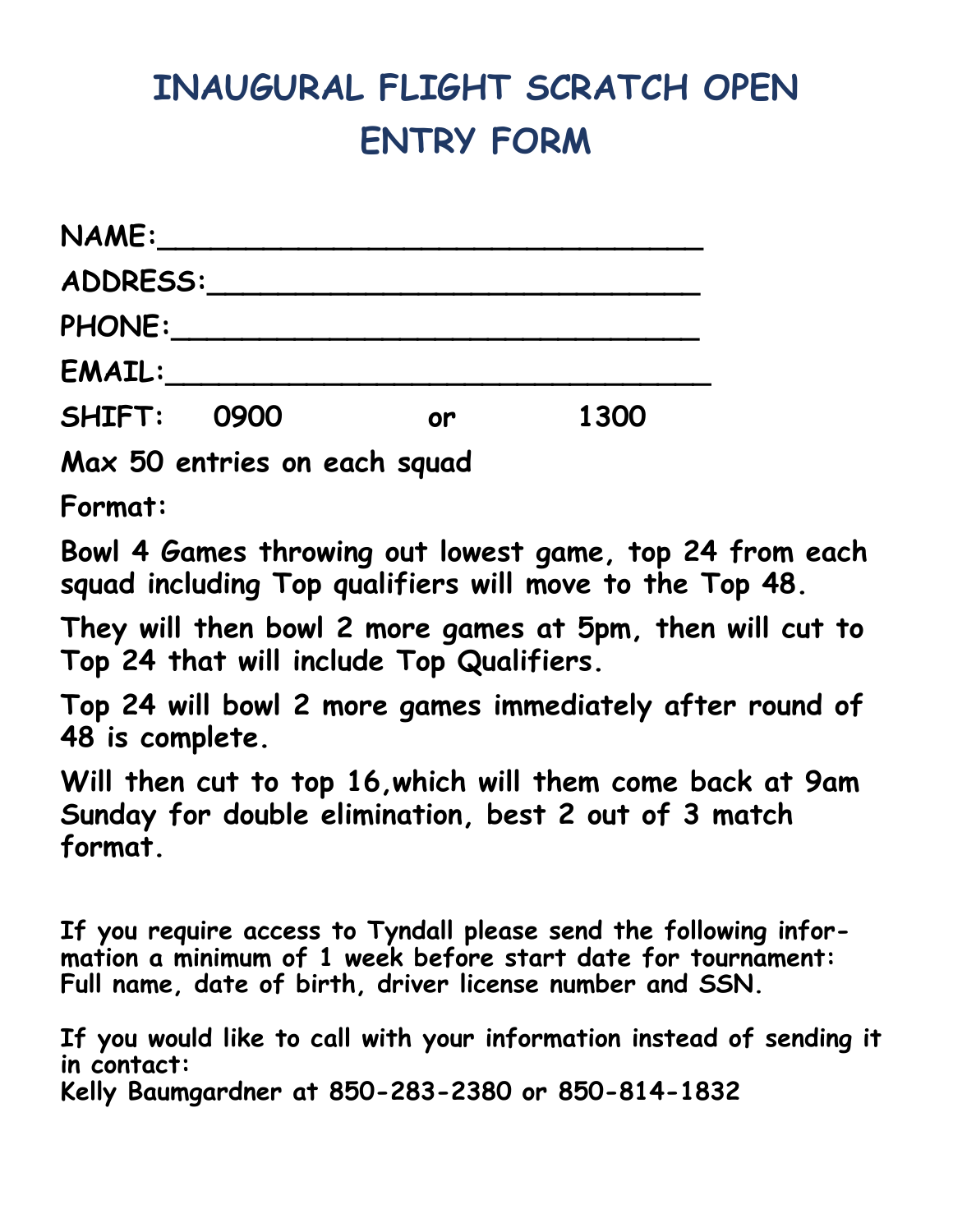# INAUGURAL FLIGHT SCRATCH OPEN ENTRY FORM

**NAME:**______________________________

**ADDRESS:**___________________________

**PHONE:**_____________________________

**EMAIL:**______________________________

**SHIFT: 0900 or 1300**

**Max 50 entries on each squad**

**Format:**

**Bowl 4 Games throwing out lowest game, top 24 from each squad including Top qualifiers will move to the Top 48.**

**They will then bowl 2 more games at 5pm, then will cut to Top 24 that will include Top Qualifiers.**

**Top 24 will bowl 2 more games immediately after round of 48 is complete.**

**Will then cut to top 16,which will them come back at 9am Sunday for double elimination, best 2 out of 3 match format.**

**If you require access to Tyndall please send the following information a minimum of 1 week before start date for tournament: Full name, date of birth, driver license number and SSN.**

**If you would like to call with your information instead of sending it in contact:**
**Kelly Baumgardner at 850-283-2380 or 850-814-1832**